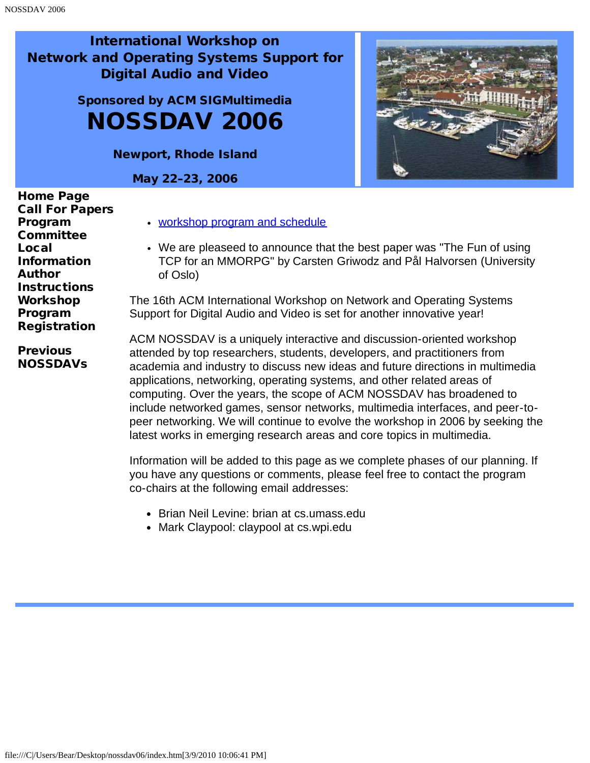# International Workshop on Network and Operating Systems Support for Digital Audio and Video

### Sponsored by ACM SIGMultimedia

# NOSSDAV 2006

### Newport, Rhode Island

### May 22–23, 2006

**Home Page**
**Call For Papers**
**Program Committee**
**Local Information**
**Author Instructions**
**Workshop Program**
**Registration**

**Previous NOSSDAVs**

- workshop program and schedule
- We are pleaseed to announce that the best paper was "The Fun of using TCP for an MMORPG" by Carsten Griwodz and Pål Halvorsen (University of Oslo)

The 16th ACM International Workshop on Network and Operating Systems Support for Digital Audio and Video is set for another innovative year!

ACM NOSSDAV is a uniquely interactive and discussion-oriented workshop attended by top researchers, students, developers, and practitioners from academia and industry to discuss new ideas and future directions in multimedia applications, networking, operating systems, and other related areas of computing. Over the years, the scope of ACM NOSSDAV has broadened to include networked games, sensor networks, multimedia interfaces, and peer-to-peer networking. We will continue to evolve the workshop in 2006 by seeking the latest works in emerging research areas and core topics in multimedia.

Information will be added to this page as we complete phases of our planning. If you have any questions or comments, please feel free to contact the program co-chairs at the following email addresses:

- Brian Neil Levine: brian at cs.umass.edu
- Mark Claypool: claypool at cs.wpi.edu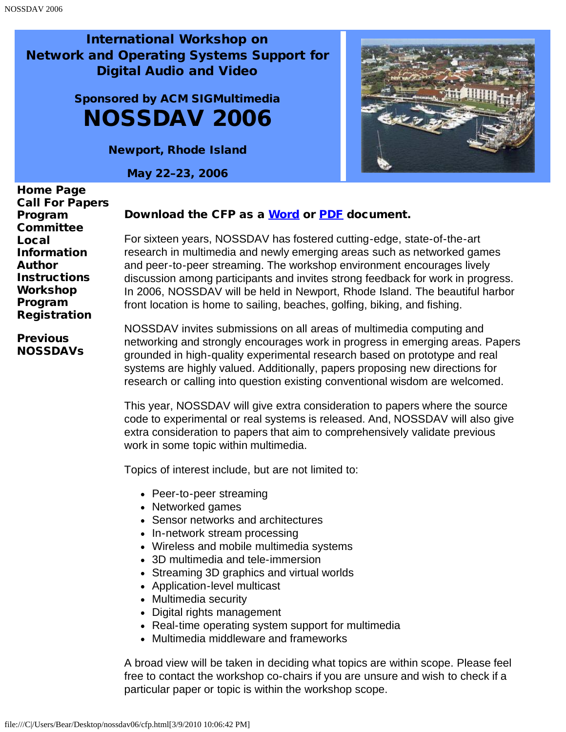# International Workshop on Network and Operating Systems Support for Digital Audio and Video

## Sponsored by ACM SIGMultimedia

# NOSSDAV 2006

**Newport, Rhode Island**

**May 22–23, 2006**

**Home Page**
**Call For Papers**
**Program Committee**
**Local Information**
**Author Instructions**
**Workshop Program**
**Registration**

**Previous NOSSDAVs**

**Download the CFP as a Word or PDF document.**

For sixteen years, NOSSDAV has fostered cutting-edge, state-of-the-art research in multimedia and newly emerging areas such as networked games and peer-to-peer streaming. The workshop environment encourages lively discussion among participants and invites strong feedback for work in progress. In 2006, NOSSDAV will be held in Newport, Rhode Island. The beautiful harbor front location is home to sailing, beaches, golfing, biking, and fishing.

NOSSDAV invites submissions on all areas of multimedia computing and networking and strongly encourages work in progress in emerging areas. Papers grounded in high-quality experimental research based on prototype and real systems are highly valued. Additionally, papers proposing new directions for research or calling into question existing conventional wisdom are welcomed.

This year, NOSSDAV will give extra consideration to papers where the source code to experimental or real systems is released. And, NOSSDAV will also give extra consideration to papers that aim to comprehensively validate previous work in some topic within multimedia.

Topics of interest include, but are not limited to:

- Peer-to-peer streaming
- Networked games
- Sensor networks and architectures
- In-network stream processing
- Wireless and mobile multimedia systems
- 3D multimedia and tele-immersion
- Streaming 3D graphics and virtual worlds
- Application-level multicast
- Multimedia security
- Digital rights management
- Real-time operating system support for multimedia
- Multimedia middleware and frameworks

A broad view will be taken in deciding what topics are within scope. Please feel free to contact the workshop co-chairs if you are unsure and wish to check if a particular paper or topic is within the workshop scope.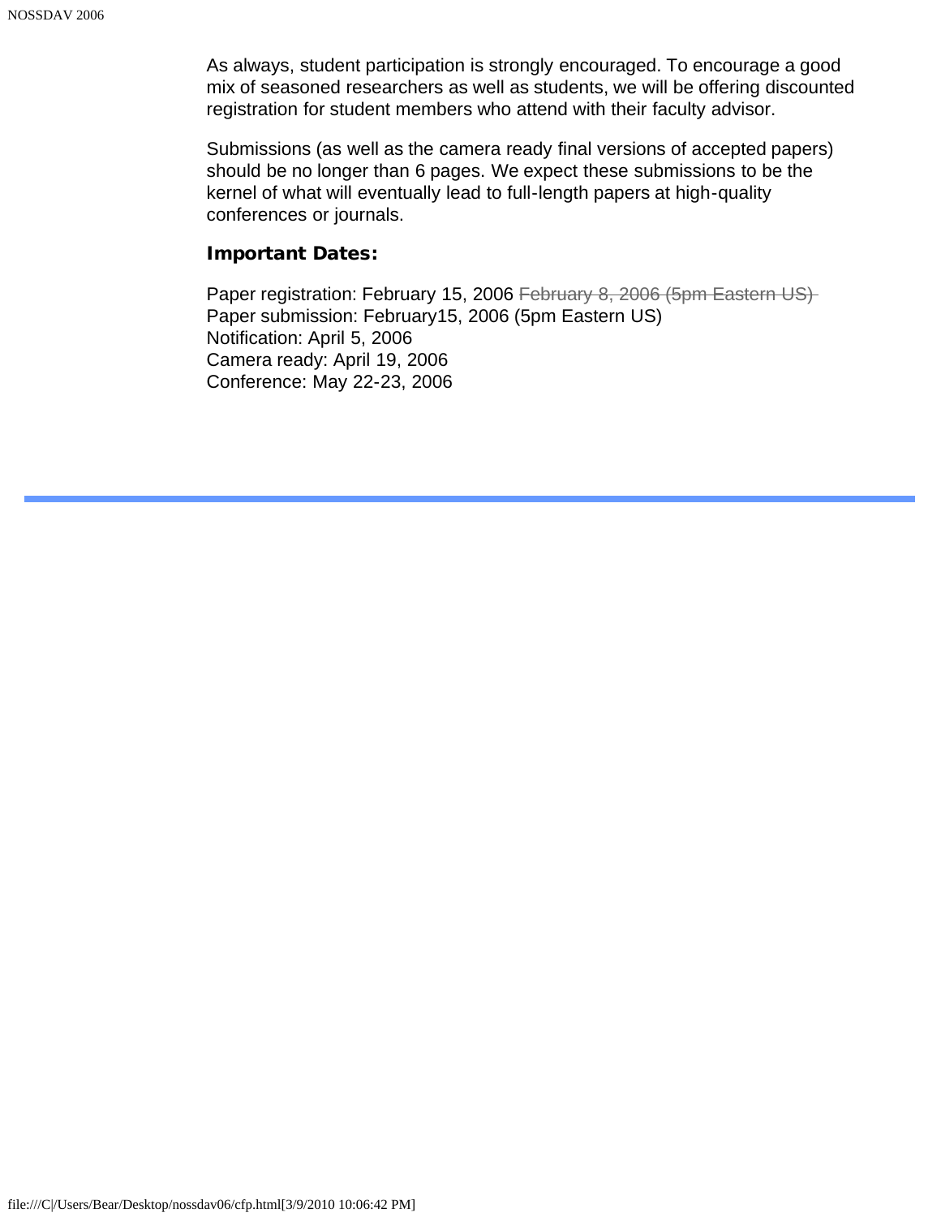As always, student participation is strongly encouraged. To encourage a good mix of seasoned researchers as well as students, we will be offering discounted registration for student members who attend with their faculty advisor.

Submissions (as well as the camera ready final versions of accepted papers) should be no longer than 6 pages. We expect these submissions to be the kernel of what will eventually lead to full-length papers at high-quality conferences or journals.

**Important Dates:**

Paper registration: February 15, 2006 ~~February 8, 2006 (5pm Eastern US)~~
Paper submission: February15, 2006 (5pm Eastern US)
Notification: April 5, 2006
Camera ready: April 19, 2006
Conference: May 22-23, 2006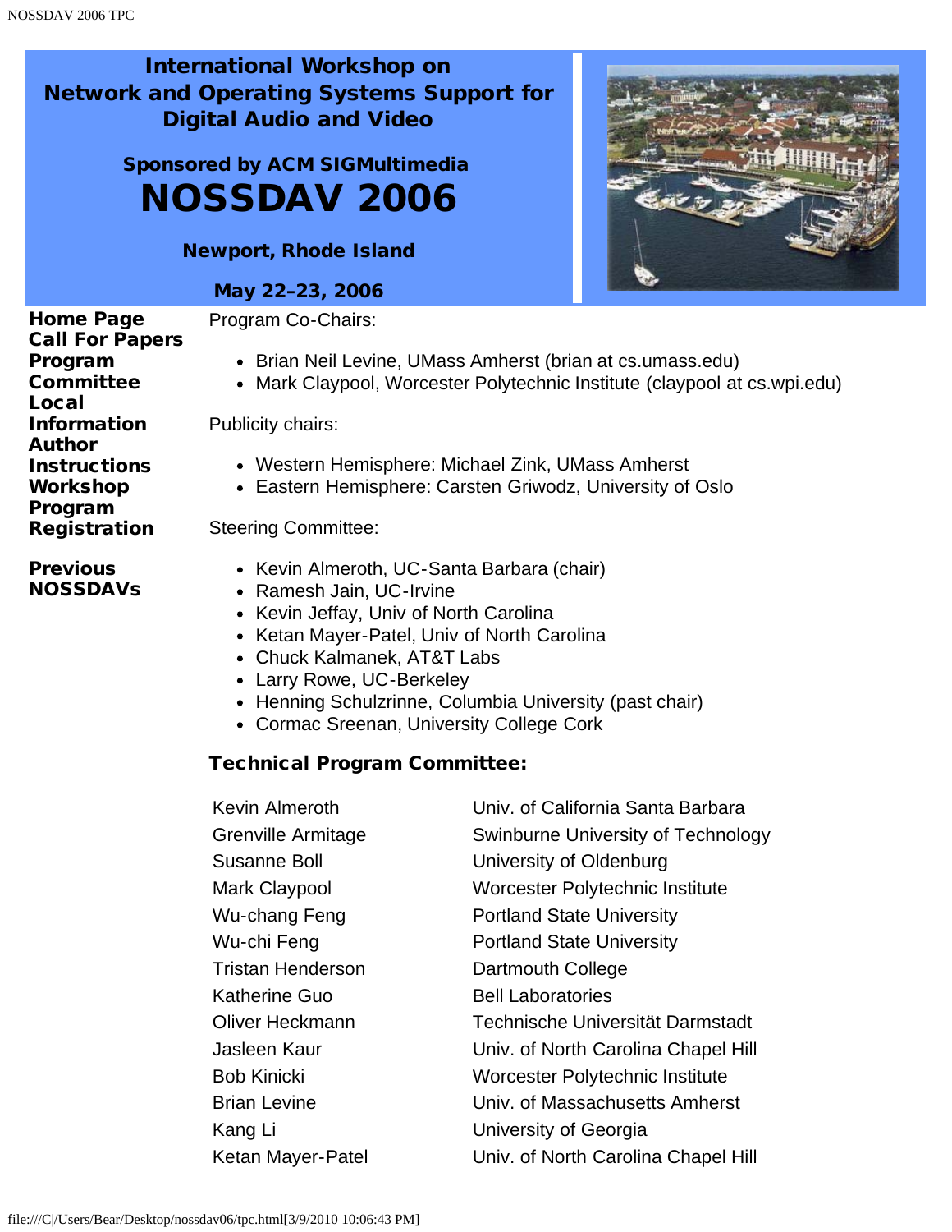# International Workshop on Network and Operating Systems Support for Digital Audio and Video

## Sponsored by ACM SIGMultimedia

# NOSSDAV 2006

**Newport, Rhode Island**

**May 22–23, 2006**

**Home Page**
**Call For Papers**
**Program Committee**
**Local Information**
**Author Instructions**
**Workshop Program**
**Registration**

**Previous NOSSDAVs**

Program Co-Chairs:

- Brian Neil Levine, UMass Amherst (brian at cs.umass.edu)
- Mark Claypool, Worcester Polytechnic Institute (claypool at cs.wpi.edu)

Publicity chairs:

- Western Hemisphere: Michael Zink, UMass Amherst
- Eastern Hemisphere: Carsten Griwodz, University of Oslo

Steering Committee:

- Kevin Almeroth, UC-Santa Barbara (chair)
- Ramesh Jain, UC-Irvine
- Kevin Jeffay, Univ of North Carolina
- Ketan Mayer-Patel, Univ of North Carolina
- Chuck Kalmanek, AT&T Labs
- Larry Rowe, UC-Berkeley
- Henning Schulzrinne, Columbia University (past chair)
- Cormac Sreenan, University College Cork

### Technical Program Committee:

| | |
|---|---|
| Kevin Almeroth | Univ. of California Santa Barbara |
| Grenville Armitage | Swinburne University of Technology |
| Susanne Boll | University of Oldenburg |
| Mark Claypool | Worcester Polytechnic Institute |
| Wu-chang Feng | Portland State University |
| Wu-chi Feng | Portland State University |
| Tristan Henderson | Dartmouth College |
| Katherine Guo | Bell Laboratories |
| Oliver Heckmann | Technische Universität Darmstadt |
| Jasleen Kaur | Univ. of North Carolina Chapel Hill |
| Bob Kinicki | Worcester Polytechnic Institute |
| Brian Levine | Univ. of Massachusetts Amherst |
| Kang Li | University of Georgia |
| Ketan Mayer-Patel | Univ. of North Carolina Chapel Hill |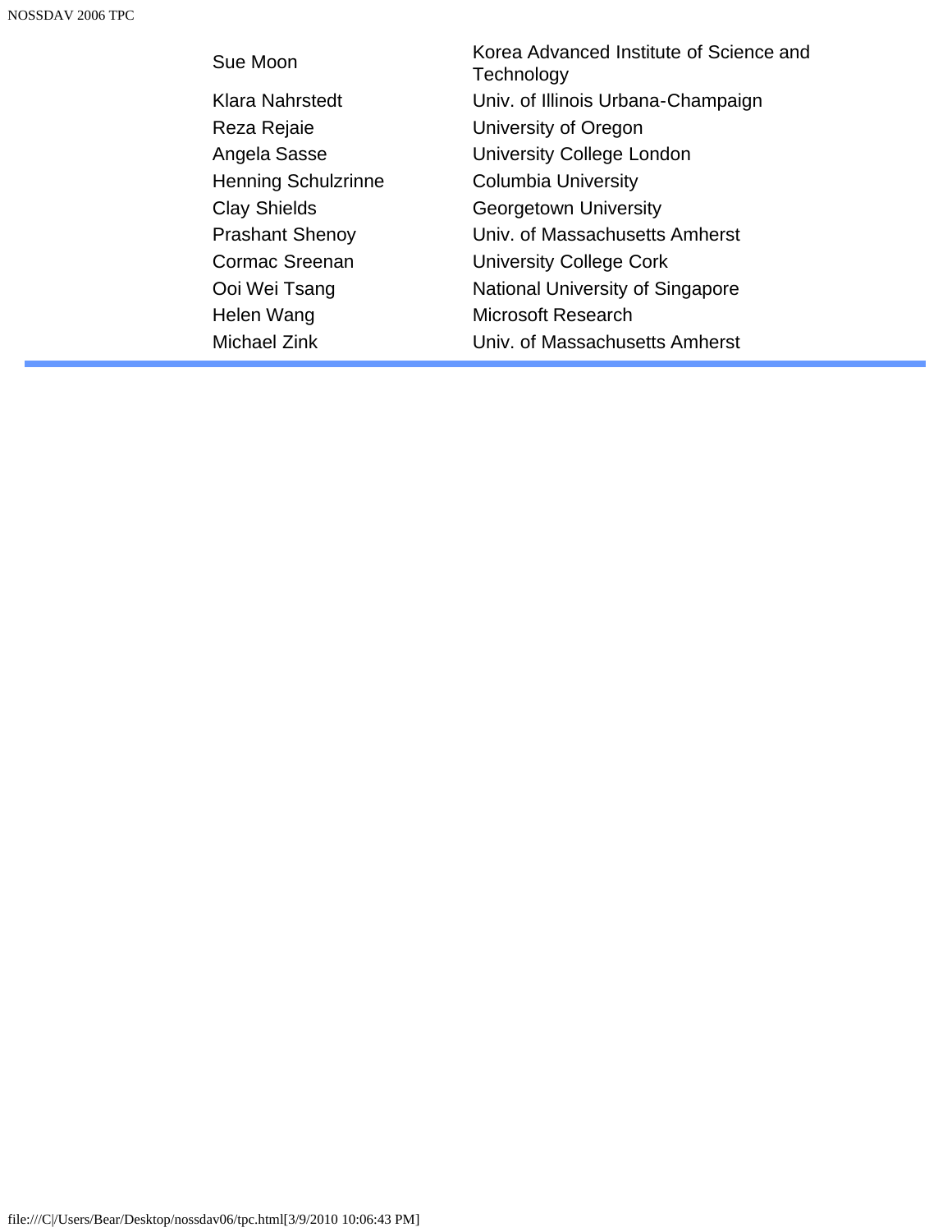| | |
|---|---|
| Sue Moon | Korea Advanced Institute of Science and Technology |
| Klara Nahrstedt | Univ. of Illinois Urbana-Champaign |
| Reza Rejaie | University of Oregon |
| Angela Sasse | University College London |
| Henning Schulzrinne | Columbia University |
| Clay Shields | Georgetown University |
| Prashant Shenoy | Univ. of Massachusetts Amherst |
| Cormac Sreenan | University College Cork |
| Ooi Wei Tsang | National University of Singapore |
| Helen Wang | Microsoft Research |
| Michael Zink | Univ. of Massachusetts Amherst |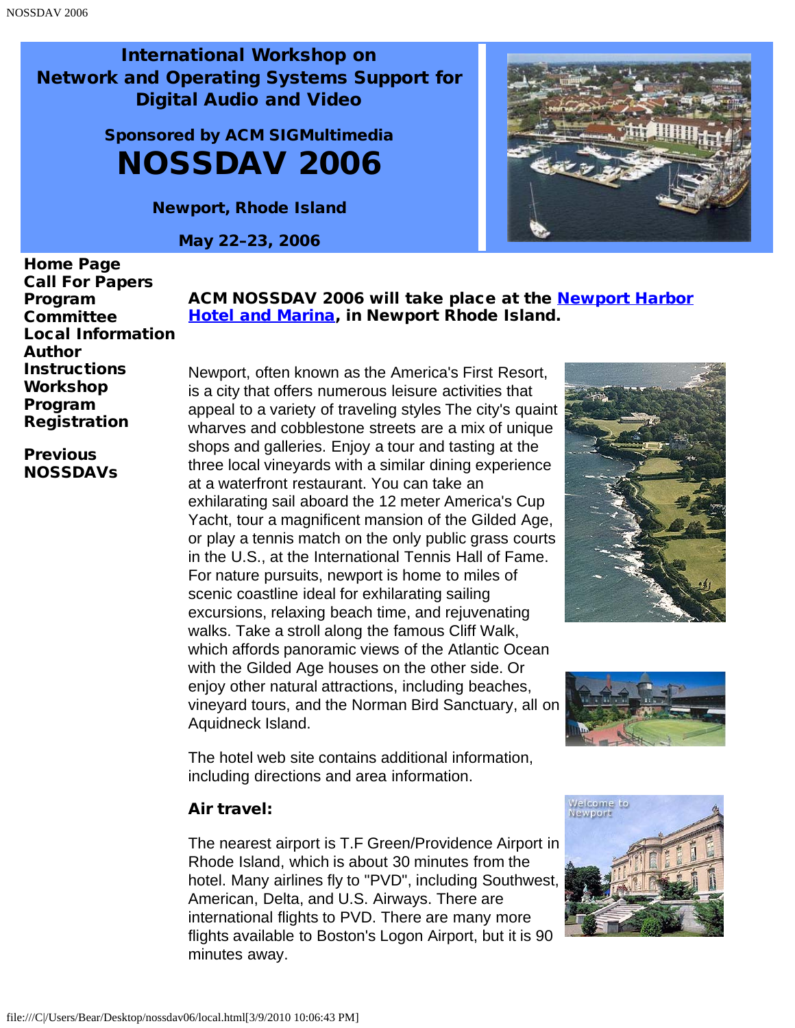International Workshop on
Network and Operating Systems Support for
Digital Audio and Video

Sponsored by ACM SIGMultimedia

# NOSSDAV 2006

Newport, Rhode Island

May 22-23, 2006

**Home Page**
**Call For Papers**
**Program Committee**
**Local Information**
**Author Instructions**
**Workshop Program**
**Registration**

**Previous NOSSDAVs**

### ACM NOSSDAV 2006 will take place at the [Newport Harbor Hotel and Marina](), in Newport Rhode Island.

Newport, often known as the America's First Resort, is a city that offers numerous leisure activities that appeal to a variety of traveling styles The city's quaint wharves and cobblestone streets are a mix of unique shops and galleries. Enjoy a tour and tasting at the three local vineyards with a similar dining experience at a waterfront restaurant. You can take an exhilarating sail aboard the 12 meter America's Cup Yacht, tour a magnificent mansion of the Gilded Age, or play a tennis match on the only public grass courts in the U.S., at the International Tennis Hall of Fame. For nature pursuits, newport is home to miles of scenic coastline ideal for exhilarating sailing excursions, relaxing beach time, and rejuvenating walks. Take a stroll along the famous Cliff Walk, which affords panoramic views of the Atlantic Ocean with the Gilded Age houses on the other side. Or enjoy other natural attractions, including beaches, vineyard tours, and the Norman Bird Sanctuary, all on Aquidneck Island.

The hotel web site contains additional information, including directions and area information.

### Air travel:

The nearest airport is T.F Green/Providence Airport in Rhode Island, which is about 30 minutes from the hotel. Many airlines fly to "PVD", including Southwest, American, Delta, and U.S. Airways. There are international flights to PVD. There are many more flights available to Boston's Logon Airport, but it is 90 minutes away.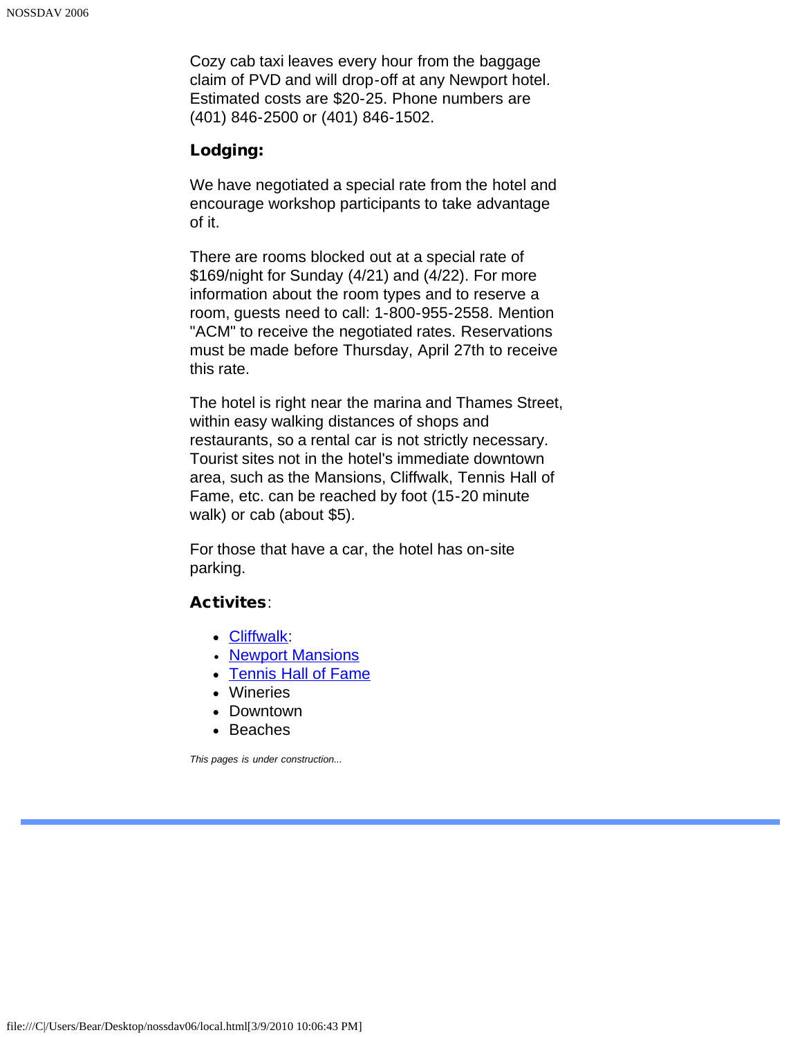Cozy cab taxi leaves every hour from the baggage claim of PVD and will drop-off at any Newport hotel. Estimated costs are $20-25. Phone numbers are (401) 846-2500 or (401) 846-1502.

### Lodging:

We have negotiated a special rate from the hotel and encourage workshop participants to take advantage of it.

There are rooms blocked out at a special rate of $169/night for Sunday (4/21) and (4/22). For more information about the room types and to reserve a room, guests need to call: 1-800-955-2558. Mention "ACM" to receive the negotiated rates. Reservations must be made before Thursday, April 27th to receive this rate.

The hotel is right near the marina and Thames Street, within easy walking distances of shops and restaurants, so a rental car is not strictly necessary. Tourist sites not in the hotel's immediate downtown area, such as the Mansions, Cliffwalk, Tennis Hall of Fame, etc. can be reached by foot (15-20 minute walk) or cab (about $5).

For those that have a car, the hotel has on-site parking.

### Activites:

- Cliffwalk:
- Newport Mansions
- Tennis Hall of Fame
- Wineries
- Downtown
- Beaches

*This pages is under construction...*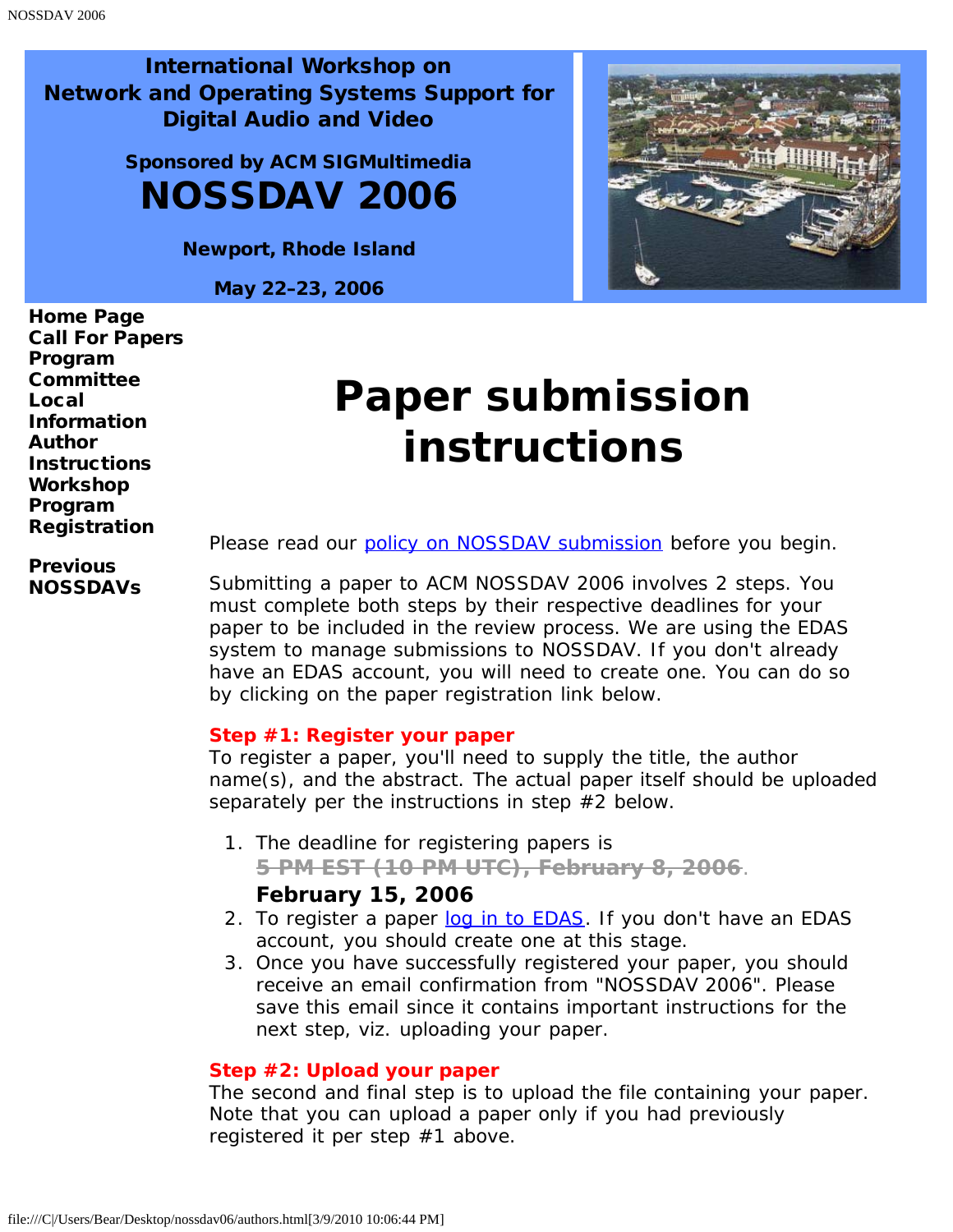**International Workshop on Network and Operating Systems Support for Digital Audio and Video**

**Sponsored by ACM SIGMultimedia**

# NOSSDAV 2006

**Newport, Rhode Island**

**May 22–23, 2006**

**Home Page**
**Call For Papers**
**Program Committee**
**Local Information**
**Author Instructions**
**Workshop Program**
**Registration**

**Previous NOSSDAVs**

# Paper submission instructions

Please read our policy on NOSSDAV submission before you begin.

Submitting a paper to ACM NOSSDAV 2006 involves 2 steps. You must complete both steps by their respective deadlines for your paper to be included in the review process. We are using the EDAS system to manage submissions to NOSSDAV. If you don't already have an EDAS account, you will need to create one. You can do so by clicking on the paper registration link below.

**Step #1: Register your paper**

To register a paper, you'll need to supply the title, the author name(s), and the abstract. The actual paper itself should be uploaded separately per the instructions in step #2 below.

1. The deadline for registering papers is ~~5 PM EST (10 PM UTC), February 8, 2006~~.
   **February 15, 2006**
2. To register a paper log in to EDAS. If you don't have an EDAS account, you should create one at this stage.
3. Once you have successfully registered your paper, you should receive an email confirmation from "NOSSDAV 2006". Please save this email since it contains important instructions for the next step, viz. uploading your paper.

**Step #2: Upload your paper**

The second and final step is to upload the file containing your paper. Note that you can upload a paper only if you had previously registered it per step #1 above.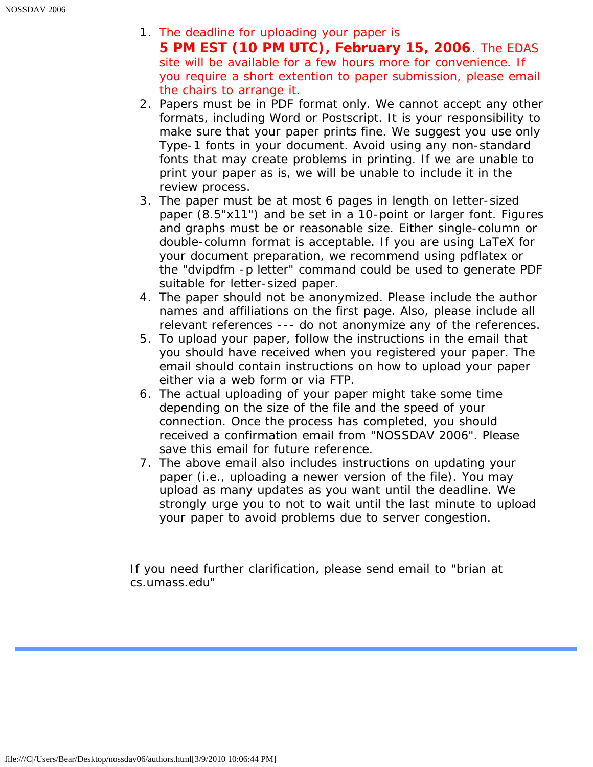1. The deadline for uploading your paper is **5 PM EST (10 PM UTC), February 15, 2006**. The EDAS site will be available for a few hours more for convenience. If you require a short extention to paper submission, please email the chairs to arrange it.
2. Papers must be in PDF format only. We cannot accept any other formats, including Word or Postscript. It is your responsibility to make sure that your paper prints fine. We suggest you use only Type-1 fonts in your document. Avoid using any non-standard fonts that may create problems in printing. If we are unable to print your paper as is, we will be unable to include it in the review process.
3. The paper must be at most 6 pages in length on letter-sized paper (8.5"x11") and be set in a 10-point or larger font. Figures and graphs must be or reasonable size. Either single-column or double-column format is acceptable. If you are using LaTeX for your document preparation, we recommend using pdflatex or the "dvipdfm -p letter" command could be used to generate PDF suitable for letter-sized paper.
4. The paper should not be anonymized. Please include the author names and affiliations on the first page. Also, please include all relevant references --- do not anonymize any of the references.
5. To upload your paper, follow the instructions in the email that you should have received when you registered your paper. The email should contain instructions on how to upload your paper either via a web form or via FTP.
6. The actual uploading of your paper might take some time depending on the size of the file and the speed of your connection. Once the process has completed, you should received a confirmation email from "NOSSDAV 2006". Please save this email for future reference.
7. The above email also includes instructions on updating your paper (i.e., uploading a newer version of the file). You may upload as many updates as you want until the deadline. We strongly urge you to not to wait until the last minute to upload your paper to avoid problems due to server congestion.

If you need further clarification, please send email to "brian at cs.umass.edu"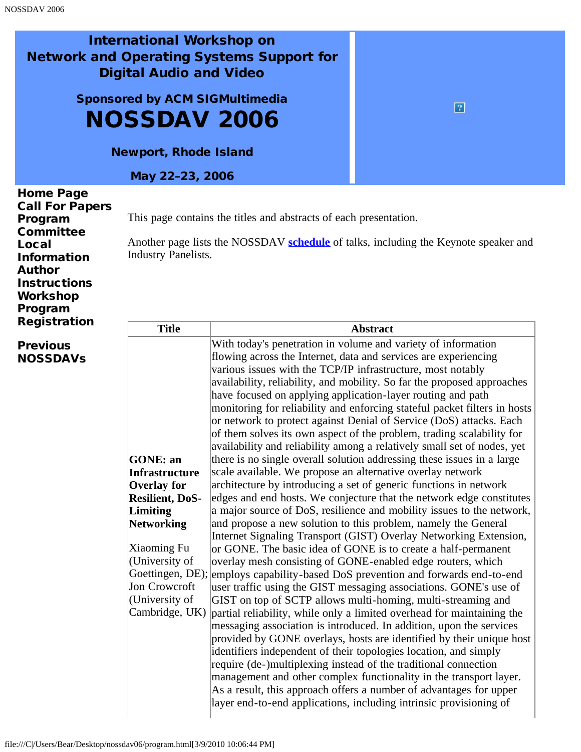# International Workshop on Network and Operating Systems Support for Digital Audio and Video

## Sponsored by ACM SIGMultimedia

# NOSSDAV 2006

### Newport, Rhode Island

### May 22-23, 2006

**Home Page**
**Call For Papers**
**Program Committee**
**Local Information**
**Author Instructions**
**Workshop Program**
**Registration**

**Previous NOSSDAVs**

This page contains the titles and abstracts of each presentation.

Another page lists the NOSSDAV **schedule** of talks, including the Keynote speaker and Industry Panelists.

| Title | Abstract |
|---|---|
| **GONE: an Infrastructure Overlay for Resilient, DoS-Limiting Networking**<br><br>Xiaoming Fu (University of Goettingen, DE); Jon Crowcroft (University of Cambridge, UK) | With today's penetration in volume and variety of information flowing across the Internet, data and services are experiencing various issues with the TCP/IP infrastructure, most notably availability, reliability, and mobility. So far the proposed approaches have focused on applying application-layer routing and path monitoring for reliability and enforcing stateful packet filters in hosts or network to protect against Denial of Service (DoS) attacks. Each of them solves its own aspect of the problem, trading scalability for availability and reliability among a relatively small set of nodes, yet there is no single overall solution addressing these issues in a large scale available. We propose an alternative overlay network architecture by introducing a set of generic functions in network edges and end hosts. We conjecture that the network edge constitutes a major source of DoS, resilience and mobility issues to the network, and propose a new solution to this problem, namely the General Internet Signaling Transport (GIST) Overlay Networking Extension, or GONE. The basic idea of GONE is to create a half-permanent overlay mesh consisting of GONE-enabled edge routers, which employs capability-based DoS prevention and forwards end-to-end user traffic using the GIST messaging associations. GONE's use of GIST on top of SCTP allows multi-homing, multi-streaming and partial reliability, while only a limited overhead for maintaining the messaging association is introduced. In addition, upon the services provided by GONE overlays, hosts are identified by their unique host identifiers independent of their topologies location, and simply require (de-)multiplexing instead of the traditional connection management and other complex functionality in the transport layer. As a result, this approach offers a number of advantages for upper layer end-to-end applications, including intrinsic provisioning of |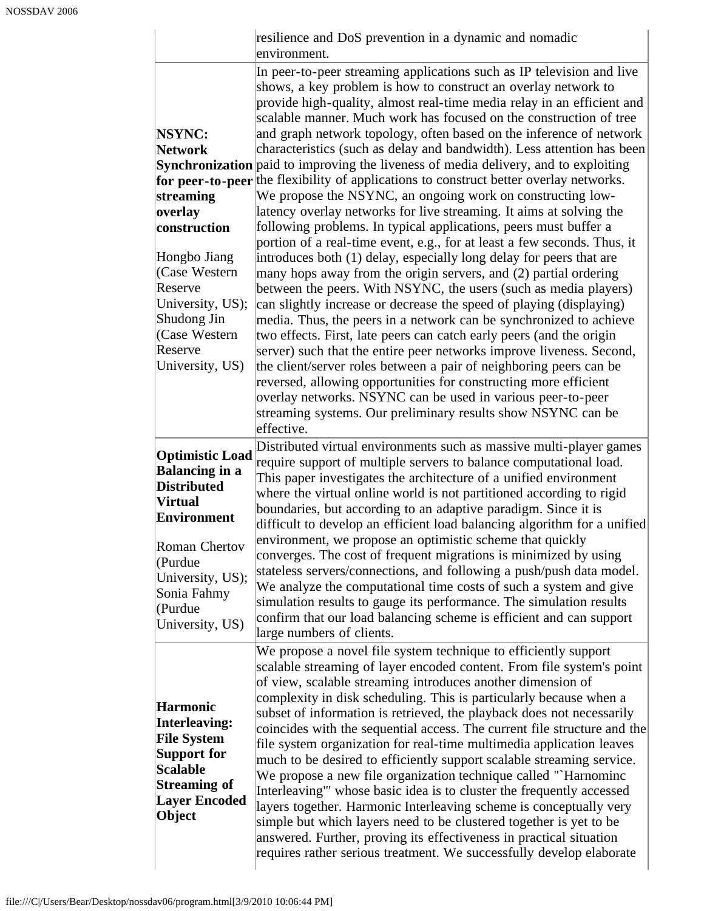| | |
|---|---|
| | resilience and DoS prevention in a dynamic and nomadic environment. |
| **NSYNC: Network Synchronization for peer-to-peer streaming overlay construction**<br><br>Hongbo Jiang (Case Western Reserve University, US); Shudong Jin (Case Western Reserve University, US) | In peer-to-peer streaming applications such as IP television and live shows, a key problem is how to construct an overlay network to provide high-quality, almost real-time media relay in an efficient and scalable manner. Much work has focused on the construction of tree and graph network topology, often based on the inference of network characteristics (such as delay and bandwidth). Less attention has been paid to improving the liveness of media delivery, and to exploiting the flexibility of applications to construct better overlay networks. We propose the NSYNC, an ongoing work on constructing low-latency overlay networks for live streaming. It aims at solving the following problems. In typical applications, peers must buffer a portion of a real-time event, e.g., for at least a few seconds. Thus, it introduces both (1) delay, especially long delay for peers that are many hops away from the origin servers, and (2) partial ordering between the peers. With NSYNC, the users (such as media players) can slightly increase or decrease the speed of playing (displaying) media. Thus, the peers in a network can be synchronized to achieve two effects. First, late peers can catch early peers (and the origin server) such that the entire peer networks improve liveness. Second, the client/server roles between a pair of neighboring peers can be reversed, allowing opportunities for constructing more efficient overlay networks. NSYNC can be used in various peer-to-peer streaming systems. Our preliminary results show NSYNC can be effective. |
| **Optimistic Load Balancing in a Distributed Virtual Environment**<br><br>Roman Chertov (Purdue University, US); Sonia Fahmy (Purdue University, US) | Distributed virtual environments such as massive multi-player games require support of multiple servers to balance computational load. This paper investigates the architecture of a unified environment where the virtual online world is not partitioned according to rigid boundaries, but according to an adaptive paradigm. Since it is difficult to develop an efficient load balancing algorithm for a unified environment, we propose an optimistic scheme that quickly converges. The cost of frequent migrations is minimized by using stateless servers/connections, and following a push/push data model. We analyze the computational time costs of such a system and give simulation results to gauge its performance. The simulation results confirm that our load balancing scheme is efficient and can support large numbers of clients. |
| **Harmonic Interleaving: File System Support for Scalable Streaming of Layer Encoded Object** | We propose a novel file system technique to efficiently support scalable streaming of layer encoded content. From file system's point of view, scalable streaming introduces another dimension of complexity in disk scheduling. This is particularly because when a subset of information is retrieved, the playback does not necessarily coincides with the sequential access. The current file structure and the file system organization for real-time multimedia application leaves much to be desired to efficiently support scalable streaming service. We propose a new file organization technique called "`Harnominc Interleaving"' whose basic idea is to cluster the frequently accessed layers together. Harmonic Interleaving scheme is conceptually very simple but which layers need to be clustered together is yet to be answered. Further, proving its effectiveness in practical situation requires rather serious treatment. We successfully develop elaborate |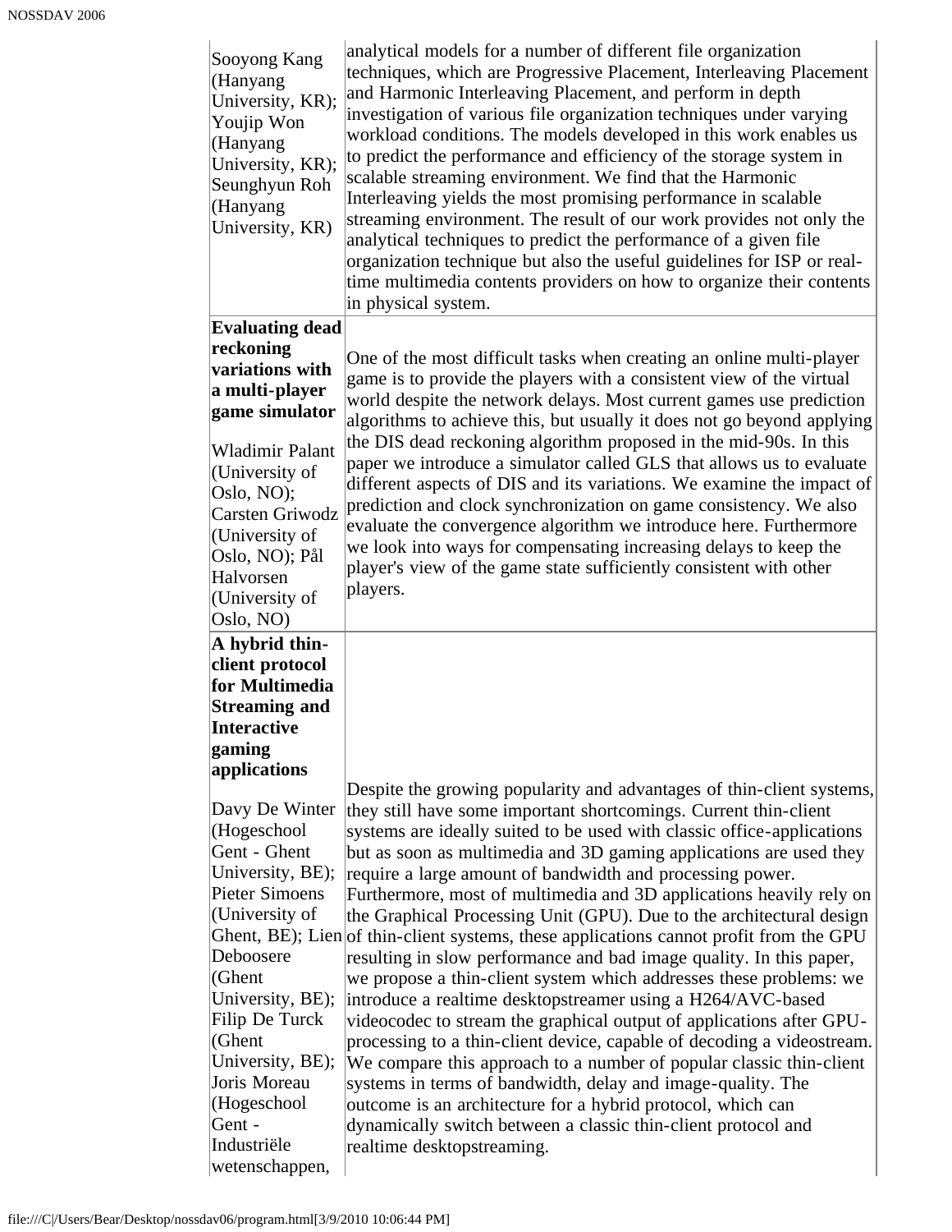| | |
|---|---|
| Sooyong Kang (Hanyang University, KR); Youjip Won (Hanyang University, KR); Seunghyun Roh (Hanyang University, KR) | analytical models for a number of different file organization techniques, which are Progressive Placement, Interleaving Placement and Harmonic Interleaving Placement, and perform in depth investigation of various file organization techniques under varying workload conditions. The models developed in this work enables us to predict the performance and efficiency of the storage system in scalable streaming environment. We find that the Harmonic Interleaving yields the most promising performance in scalable streaming environment. The result of our work provides not only the analytical techniques to predict the performance of a given file organization technique but also the useful guidelines for ISP or real-time multimedia contents providers on how to organize their contents in physical system. |
| **Evaluating dead reckoning variations with a multi-player game simulator**<br><br>Wladimir Palant (University of Oslo, NO); Carsten Griwodz (University of Oslo, NO); Pål Halvorsen (University of Oslo, NO) | One of the most difficult tasks when creating an online multi-player game is to provide the players with a consistent view of the virtual world despite the network delays. Most current games use prediction algorithms to achieve this, but usually it does not go beyond applying the DIS dead reckoning algorithm proposed in the mid-90s. In this paper we introduce a simulator called GLS that allows us to evaluate different aspects of DIS and its variations. We examine the impact of prediction and clock synchronization on game consistency. We also evaluate the convergence algorithm we introduce here. Furthermore we look into ways for compensating increasing delays to keep the player's view of the game state sufficiently consistent with other players. |
| **A hybrid thin-client protocol for Multimedia Streaming and Interactive gaming applications**<br><br>Davy De Winter (Hogeschool Gent - Ghent University, BE); Pieter Simoens (University of Ghent, BE); Lien Deboosere (Ghent University, BE); Filip De Turck (Ghent University, BE); Joris Moreau (Hogeschool Gent - Industriële wetenschappen, | Despite the growing popularity and advantages of thin-client systems, they still have some important shortcomings. Current thin-client systems are ideally suited to be used with classic office-applications but as soon as multimedia and 3D gaming applications are used they require a large amount of bandwidth and processing power. Furthermore, most of multimedia and 3D applications heavily rely on the Graphical Processing Unit (GPU). Due to the architectural design of thin-client systems, these applications cannot profit from the GPU resulting in slow performance and bad image quality. In this paper, we propose a thin-client system which addresses these problems: we introduce a realtime desktopstreamer using a H264/AVC-based videocodec to stream the graphical output of applications after GPU-processing to a thin-client device, capable of decoding a videostream. We compare this approach to a number of popular classic thin-client systems in terms of bandwidth, delay and image-quality. The outcome is an architecture for a hybrid protocol, which can dynamically switch between a classic thin-client protocol and realtime desktopstreaming. |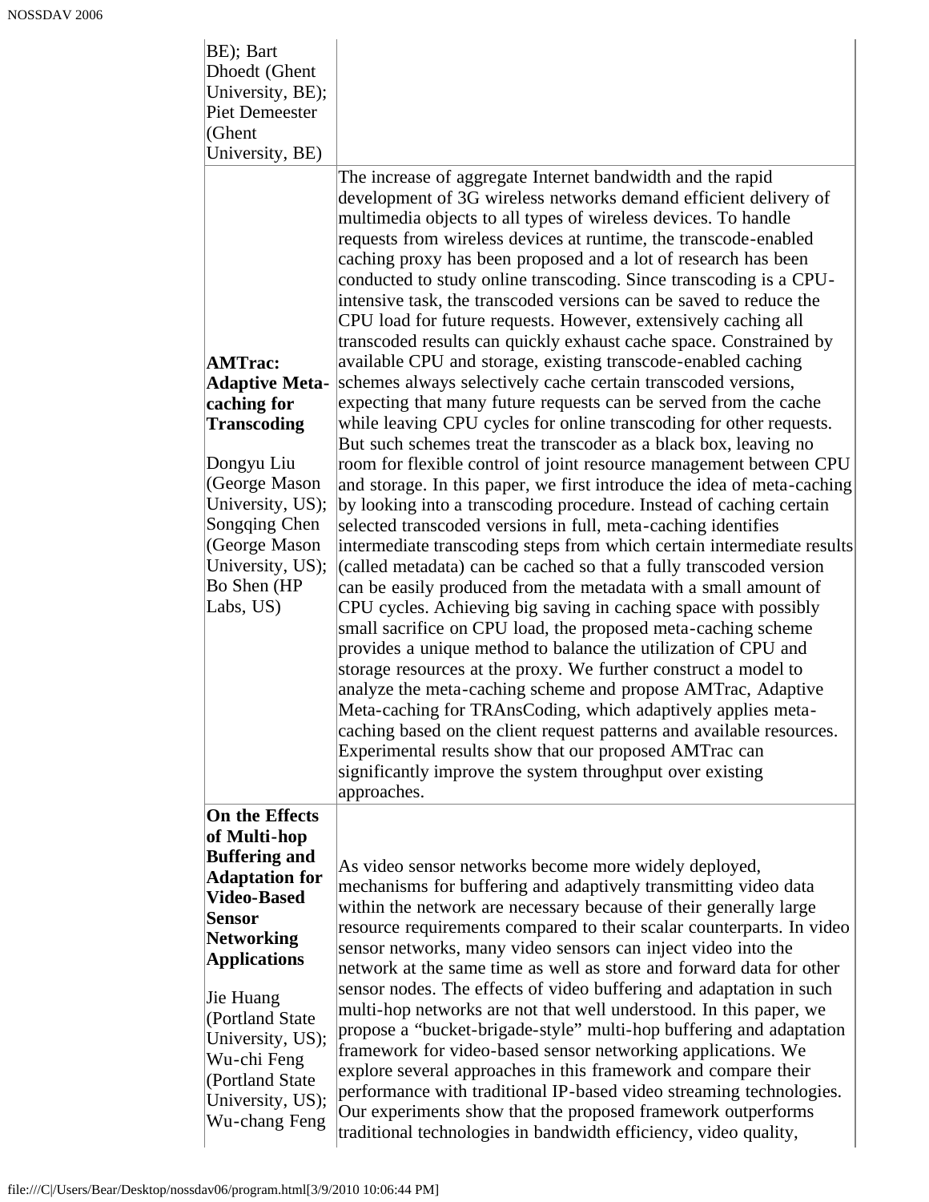| | |
|---|---|
| BE); Bart Dhoedt (Ghent University, BE); Piet Demeester (Ghent University, BE) | |
| **AMTrac: Adaptive Meta-caching for Transcoding**<br><br>Dongyu Liu (George Mason University, US); Songqing Chen (George Mason University, US); Bo Shen (HP Labs, US) | The increase of aggregate Internet bandwidth and the rapid development of 3G wireless networks demand efficient delivery of multimedia objects to all types of wireless devices. To handle requests from wireless devices at runtime, the transcode-enabled caching proxy has been proposed and a lot of research has been conducted to study online transcoding. Since transcoding is a CPU-intensive task, the transcoded versions can be saved to reduce the CPU load for future requests. However, extensively caching all transcoded results can quickly exhaust cache space. Constrained by available CPU and storage, existing transcode-enabled caching schemes always selectively cache certain transcoded versions, expecting that many future requests can be served from the cache while leaving CPU cycles for online transcoding for other requests. But such schemes treat the transcoder as a black box, leaving no room for flexible control of joint resource management between CPU and storage. In this paper, we first introduce the idea of meta-caching by looking into a transcoding procedure. Instead of caching certain selected transcoded versions in full, meta-caching identifies intermediate transcoding steps from which certain intermediate results (called metadata) can be cached so that a fully transcoded version can be easily produced from the metadata with a small amount of CPU cycles. Achieving big saving in caching space with possibly small sacrifice on CPU load, the proposed meta-caching scheme provides a unique method to balance the utilization of CPU and storage resources at the proxy. We further construct a model to analyze the meta-caching scheme and propose AMTrac, Adaptive Meta-caching for TRAnsCoding, which adaptively applies meta-caching based on the client request patterns and available resources. Experimental results show that our proposed AMTrac can significantly improve the system throughput over existing approaches. |
| **On the Effects of Multi-hop Buffering and Adaptation for Video-Based Sensor Networking Applications**<br><br>Jie Huang (Portland State University, US); Wu-chi Feng (Portland State University, US); Wu-chang Feng | As video sensor networks become more widely deployed, mechanisms for buffering and adaptively transmitting video data within the network are necessary because of their generally large resource requirements compared to their scalar counterparts. In video sensor networks, many video sensors can inject video into the network at the same time as well as store and forward data for other sensor nodes. The effects of video buffering and adaptation in such multi-hop networks are not that well understood. In this paper, we propose a "bucket-brigade-style" multi-hop buffering and adaptation framework for video-based sensor networking applications. We explore several approaches in this framework and compare their performance with traditional IP-based video streaming technologies. Our experiments show that the proposed framework outperforms traditional technologies in bandwidth efficiency, video quality, |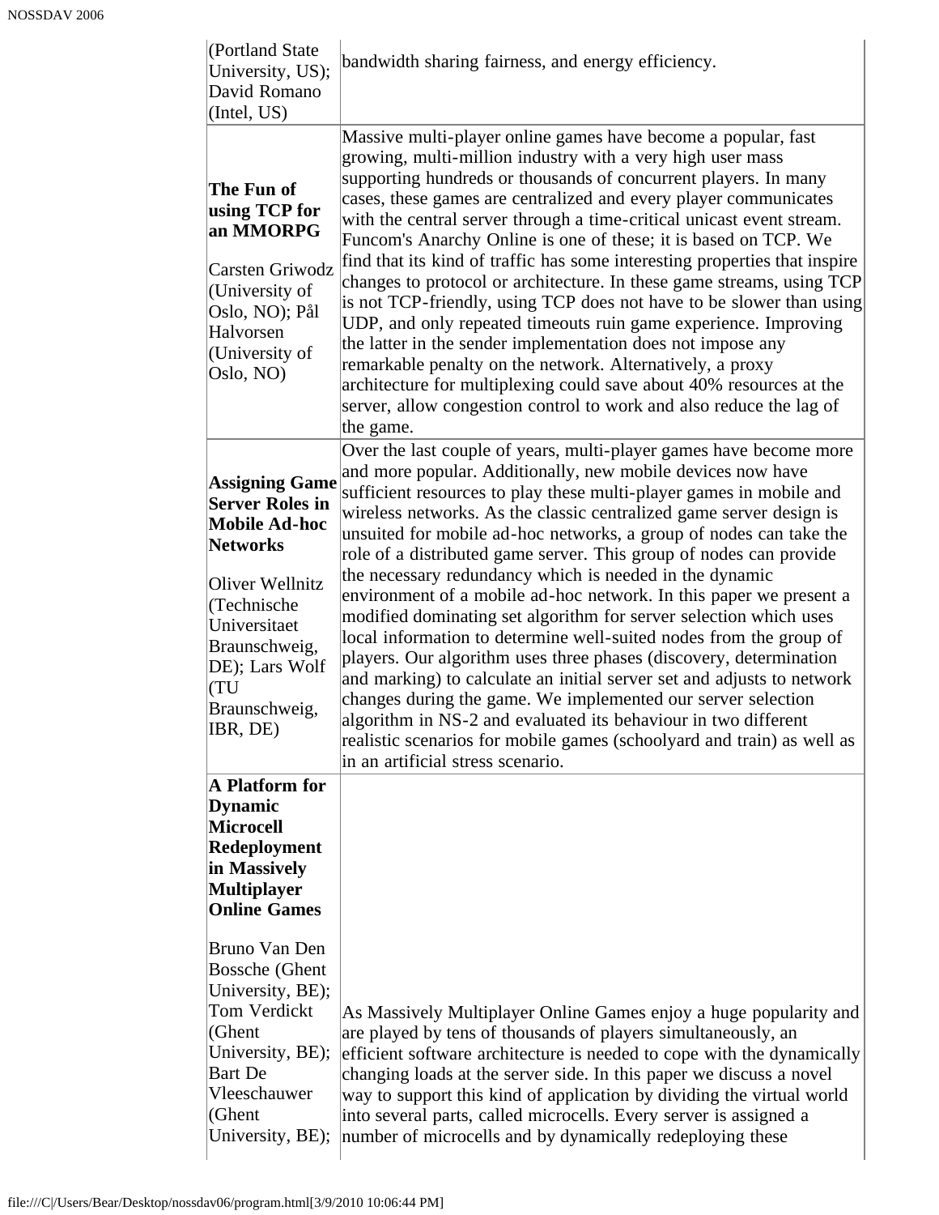| | |
|---|---|
| (Portland State University, US); David Romano (Intel, US) | bandwidth sharing fairness, and energy efficiency. |
| **The Fun of using TCP for an MMORPG**<br><br>Carsten Griwodz (University of Oslo, NO); Pål Halvorsen (University of Oslo, NO) | Massive multi-player online games have become a popular, fast growing, multi-million industry with a very high user mass supporting hundreds or thousands of concurrent players. In many cases, these games are centralized and every player communicates with the central server through a time-critical unicast event stream. Funcom's Anarchy Online is one of these; it is based on TCP. We find that its kind of traffic has some interesting properties that inspire changes to protocol or architecture. In these game streams, using TCP is not TCP-friendly, using TCP does not have to be slower than using UDP, and only repeated timeouts ruin game experience. Improving the latter in the sender implementation does not impose any remarkable penalty on the network. Alternatively, a proxy architecture for multiplexing could save about 40% resources at the server, allow congestion control to work and also reduce the lag of the game. |
| **Assigning Game Server Roles in Mobile Ad-hoc Networks**<br><br>Oliver Wellnitz (Technische Universitaet Braunschweig, DE); Lars Wolf (TU Braunschweig, IBR, DE) | Over the last couple of years, multi-player games have become more and more popular. Additionally, new mobile devices now have sufficient resources to play these multi-player games in mobile and wireless networks. As the classic centralized game server design is unsuited for mobile ad-hoc networks, a group of nodes can take the role of a distributed game server. This group of nodes can provide the necessary redundancy which is needed in the dynamic environment of a mobile ad-hoc network. In this paper we present a modified dominating set algorithm for server selection which uses local information to determine well-suited nodes from the group of players. Our algorithm uses three phases (discovery, determination and marking) to calculate an initial server set and adjusts to network changes during the game. We implemented our server selection algorithm in NS-2 and evaluated its behaviour in two different realistic scenarios for mobile games (schoolyard and train) as well as in an artificial stress scenario. |
| **A Platform for Dynamic Microcell Redeployment in Massively Multiplayer Online Games**<br><br>Bruno Van Den Bossche (Ghent University, BE); Tom Verdickt (Ghent University, BE); Bart De Vleeschauwer (Ghent University, BE); | As Massively Multiplayer Online Games enjoy a huge popularity and are played by tens of thousands of players simultaneously, an efficient software architecture is needed to cope with the dynamically changing loads at the server side. In this paper we discuss a novel way to support this kind of application by dividing the virtual world into several parts, called microcells. Every server is assigned a number of microcells and by dynamically redeploying these |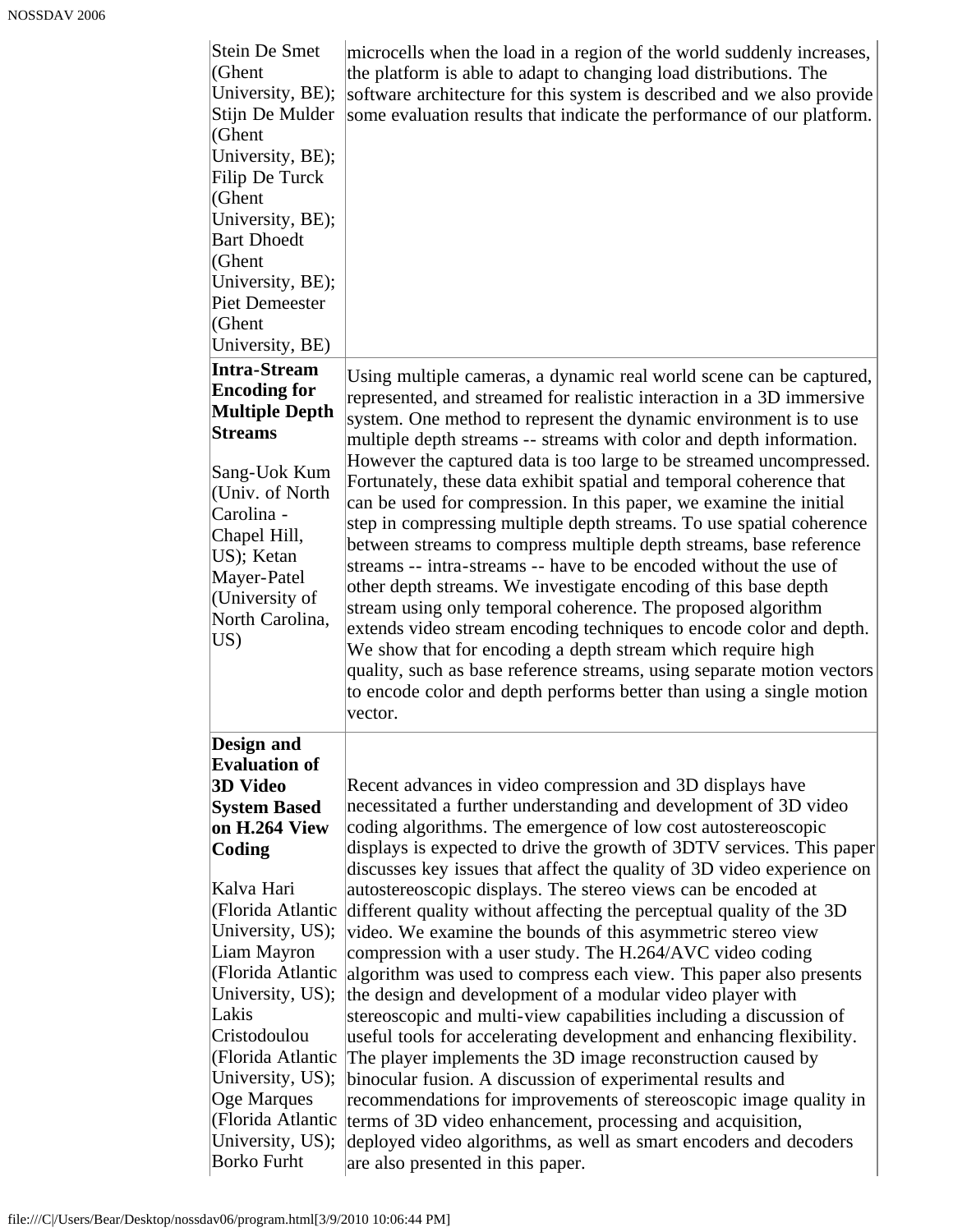| | |
|---|---|
| Stein De Smet (Ghent University, BE); Stijn De Mulder (Ghent University, BE); Filip De Turck (Ghent University, BE); Bart Dhoedt (Ghent University, BE); Piet Demeester (Ghent University, BE) | microcells when the load in a region of the world suddenly increases, the platform is able to adapt to changing load distributions. The software architecture for this system is described and we also provide some evaluation results that indicate the performance of our platform. |
| **Intra-Stream Encoding for Multiple Depth Streams**<br><br>Sang-Uok Kum (Univ. of North Carolina - Chapel Hill, US); Ketan Mayer-Patel (University of North Carolina, US) | Using multiple cameras, a dynamic real world scene can be captured, represented, and streamed for realistic interaction in a 3D immersive system. One method to represent the dynamic environment is to use multiple depth streams -- streams with color and depth information. However the captured data is too large to be streamed uncompressed. Fortunately, these data exhibit spatial and temporal coherence that can be used for compression. In this paper, we examine the initial step in compressing multiple depth streams. To use spatial coherence between streams to compress multiple depth streams, base reference streams -- intra-streams -- have to be encoded without the use of other depth streams. We investigate encoding of this base depth stream using only temporal coherence. The proposed algorithm extends video stream encoding techniques to encode color and depth. We show that for encoding a depth stream which require high quality, such as base reference streams, using separate motion vectors to encode color and depth performs better than using a single motion vector. |
| **Design and Evaluation of 3D Video System Based on H.264 View Coding**<br><br>Kalva Hari (Florida Atlantic University, US); Liam Mayron (Florida Atlantic University, US); Lakis Cristodoulou (Florida Atlantic University, US); Oge Marques (Florida Atlantic University, US); Borko Furht | Recent advances in video compression and 3D displays have necessitated a further understanding and development of 3D video coding algorithms. The emergence of low cost autostereoscopic displays is expected to drive the growth of 3DTV services. This paper discusses key issues that affect the quality of 3D video experience on autostereoscopic displays. The stereo views can be encoded at different quality without affecting the perceptual quality of the 3D video. We examine the bounds of this asymmetric stereo view compression with a user study. The H.264/AVC video coding algorithm was used to compress each view. This paper also presents the design and development of a modular video player with stereoscopic and multi-view capabilities including a discussion of useful tools for accelerating development and enhancing flexibility. The player implements the 3D image reconstruction caused by binocular fusion. A discussion of experimental results and recommendations for improvements of stereoscopic image quality in terms of 3D video enhancement, processing and acquisition, deployed video algorithms, as well as smart encoders and decoders are also presented in this paper. |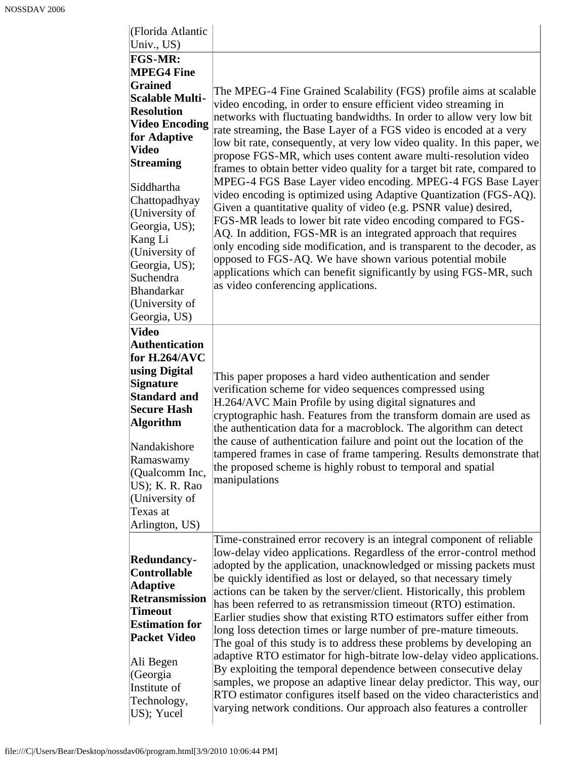| | |
|---|---|
| (Florida Atlantic Univ., US) | |
| **FGS-MR: MPEG4 Fine Grained Scalable Multi-Resolution Video Encoding for Adaptive Video Streaming**<br><br>Siddhartha Chattopadhyay (University of Georgia, US); Kang Li (University of Georgia, US); Suchendra Bhandarkar (University of Georgia, US) | The MPEG-4 Fine Grained Scalability (FGS) profile aims at scalable video encoding, in order to ensure efficient video streaming in networks with fluctuating bandwidths. In order to allow very low bit rate streaming, the Base Layer of a FGS video is encoded at a very low bit rate, consequently, at very low video quality. In this paper, we propose FGS-MR, which uses content aware multi-resolution video frames to obtain better video quality for a target bit rate, compared to MPEG-4 FGS Base Layer video encoding. MPEG-4 FGS Base Layer video encoding is optimized using Adaptive Quantization (FGS-AQ). Given a quantitative quality of video (e.g. PSNR value) desired, FGS-MR leads to lower bit rate video encoding compared to FGS-AQ. In addition, FGS-MR is an integrated approach that requires only encoding side modification, and is transparent to the decoder, as opposed to FGS-AQ. We have shown various potential mobile applications which can benefit significantly by using FGS-MR, such as video conferencing applications. |
| **Video Authentication for H.264/AVC using Digital Signature Standard and Secure Hash Algorithm**<br><br>Nandakishore Ramaswamy (Qualcomm Inc, US); K. R. Rao (University of Texas at Arlington, US) | This paper proposes a hard video authentication and sender verification scheme for video sequences compressed using H.264/AVC Main Profile by using digital signatures and cryptographic hash. Features from the transform domain are used as the authentication data for a macroblock. The algorithm can detect the cause of authentication failure and point out the location of the tampered frames in case of frame tampering. Results demonstrate that the proposed scheme is highly robust to temporal and spatial manipulations |
| **Redundancy-Controllable Adaptive Retransmission Timeout Estimation for Packet Video**<br><br>Ali Begen (Georgia Institute of Technology, US); Yucel | Time-constrained error recovery is an integral component of reliable low-delay video applications. Regardless of the error-control method adopted by the application, unacknowledged or missing packets must be quickly identified as lost or delayed, so that necessary timely actions can be taken by the server/client. Historically, this problem has been referred to as retransmission timeout (RTO) estimation. Earlier studies show that existing RTO estimators suffer either from long loss detection times or large number of pre-mature timeouts. The goal of this study is to address these problems by developing an adaptive RTO estimator for high-bitrate low-delay video applications. By exploiting the temporal dependence between consecutive delay samples, we propose an adaptive linear delay predictor. This way, our RTO estimator configures itself based on the video characteristics and varying network conditions. Our approach also features a controller |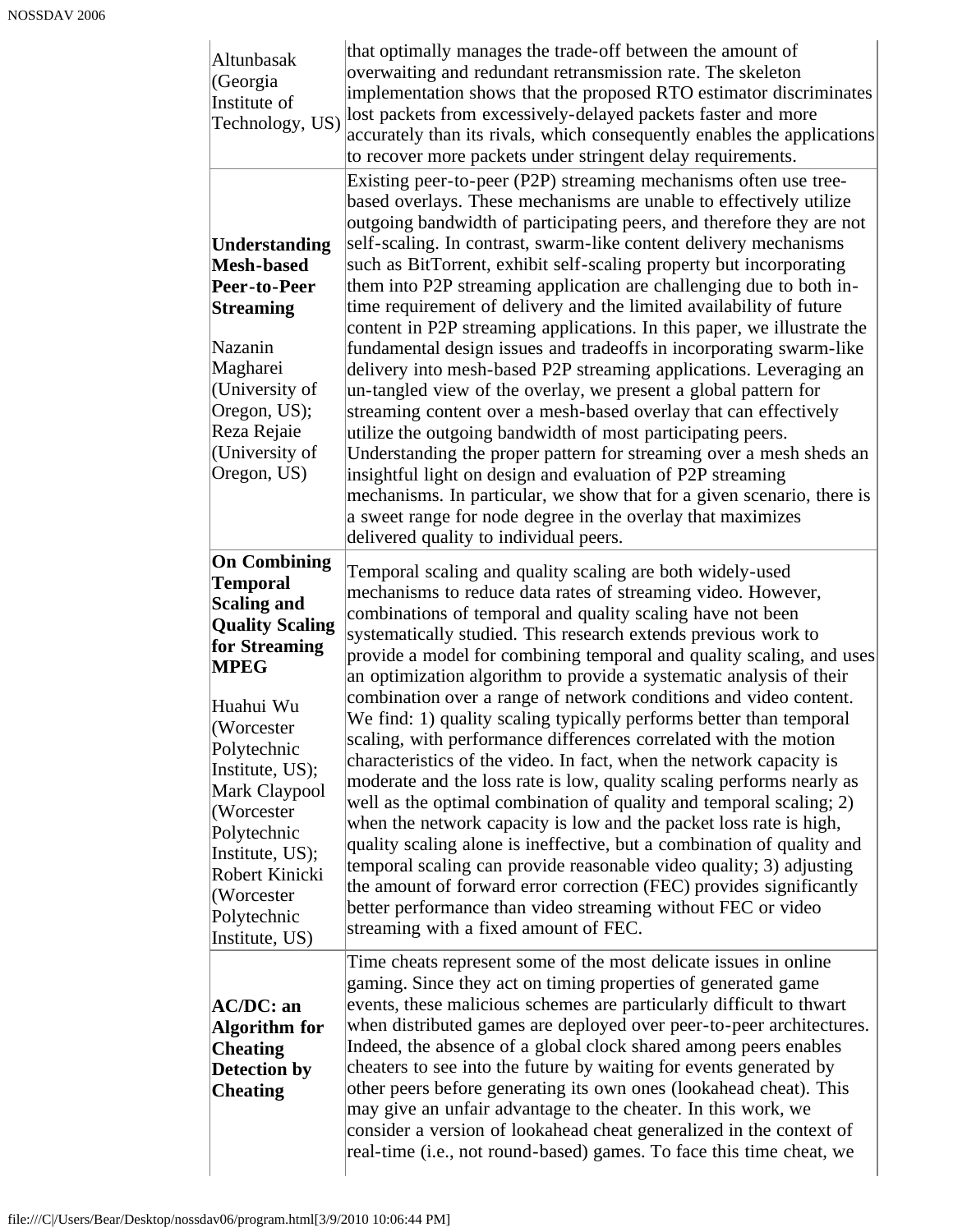| | |
|---|---|
| Altunbasak (Georgia Institute of Technology, US) | that optimally manages the trade-off between the amount of overwaiting and redundant retransmission rate. The skeleton implementation shows that the proposed RTO estimator discriminates lost packets from excessively-delayed packets faster and more accurately than its rivals, which consequently enables the applications to recover more packets under stringent delay requirements. |
| **Understanding Mesh-based Peer-to-Peer Streaming**<br><br>Nazanin Magharei (University of Oregon, US); Reza Rejaie (University of Oregon, US) | Existing peer-to-peer (P2P) streaming mechanisms often use tree-based overlays. These mechanisms are unable to effectively utilize outgoing bandwidth of participating peers, and therefore they are not self-scaling. In contrast, swarm-like content delivery mechanisms such as BitTorrent, exhibit self-scaling property but incorporating them into P2P streaming application are challenging due to both in-time requirement of delivery and the limited availability of future content in P2P streaming applications. In this paper, we illustrate the fundamental design issues and tradeoffs in incorporating swarm-like delivery into mesh-based P2P streaming applications. Leveraging an un-tangled view of the overlay, we present a global pattern for streaming content over a mesh-based overlay that can effectively utilize the outgoing bandwidth of most participating peers. Understanding the proper pattern for streaming over a mesh sheds an insightful light on design and evaluation of P2P streaming mechanisms. In particular, we show that for a given scenario, there is a sweet range for node degree in the overlay that maximizes delivered quality to individual peers. |
| **On Combining Temporal Scaling and Quality Scaling for Streaming MPEG**<br><br>Huahui Wu (Worcester Polytechnic Institute, US); Mark Claypool (Worcester Polytechnic Institute, US); Robert Kinicki (Worcester Polytechnic Institute, US) | Temporal scaling and quality scaling are both widely-used mechanisms to reduce data rates of streaming video. However, combinations of temporal and quality scaling have not been systematically studied. This research extends previous work to provide a model for combining temporal and quality scaling, and uses an optimization algorithm to provide a systematic analysis of their combination over a range of network conditions and video content. We find: 1) quality scaling typically performs better than temporal scaling, with performance differences correlated with the motion characteristics of the video. In fact, when the network capacity is moderate and the loss rate is low, quality scaling performs nearly as well as the optimal combination of quality and temporal scaling; 2) when the network capacity is low and the packet loss rate is high, quality scaling alone is ineffective, but a combination of quality and temporal scaling can provide reasonable video quality; 3) adjusting the amount of forward error correction (FEC) provides significantly better performance than video streaming without FEC or video streaming with a fixed amount of FEC. |
| **AC/DC: an Algorithm for Cheating Detection by Cheating** | Time cheats represent some of the most delicate issues in online gaming. Since they act on timing properties of generated game events, these malicious schemes are particularly difficult to thwart when distributed games are deployed over peer-to-peer architectures. Indeed, the absence of a global clock shared among peers enables cheaters to see into the future by waiting for events generated by other peers before generating its own ones (lookahead cheat). This may give an unfair advantage to the cheater. In this work, we consider a version of lookahead cheat generalized in the context of real-time (i.e., not round-based) games. To face this time cheat, we |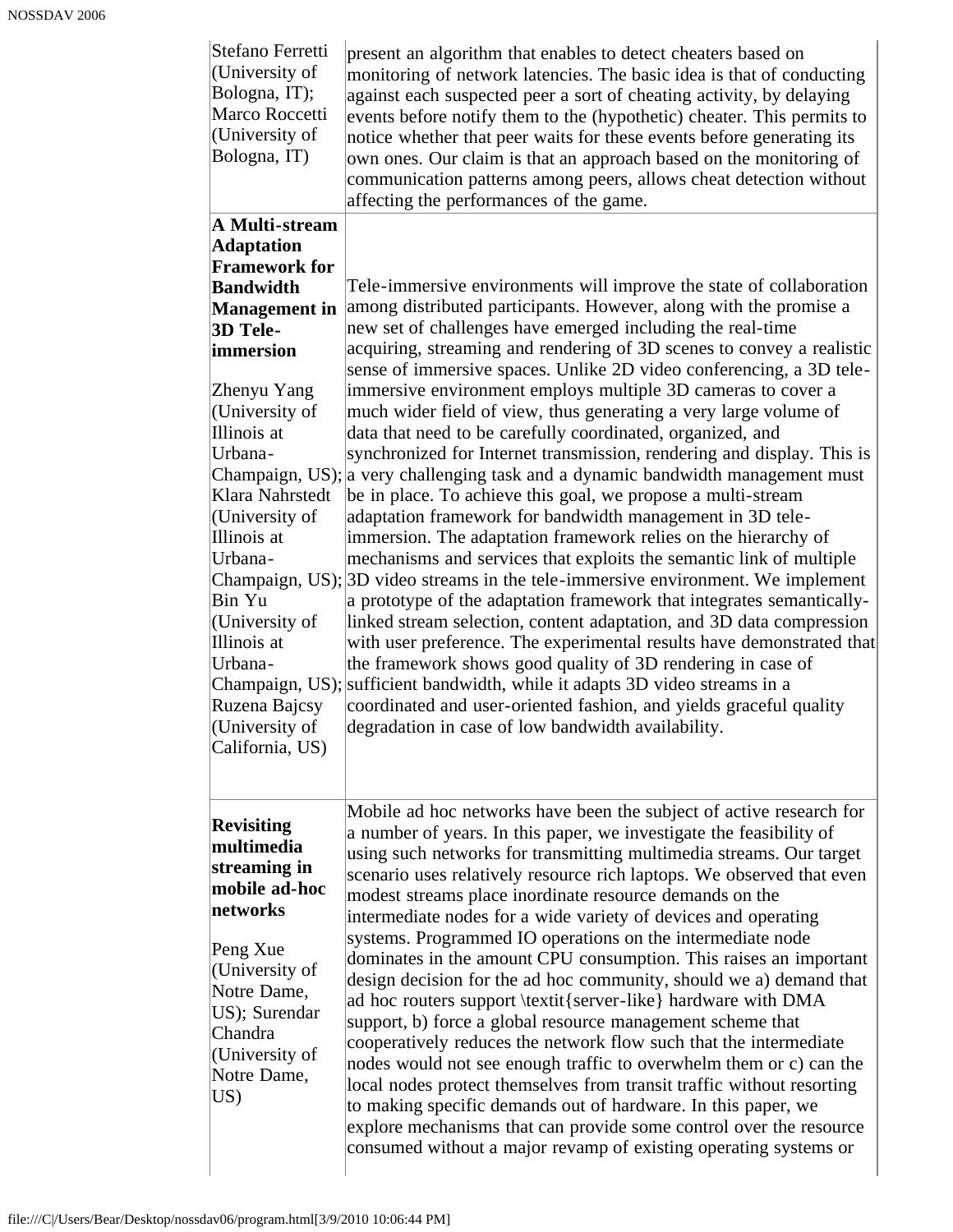| | |
|---|---|
| Stefano Ferretti (University of Bologna, IT); Marco Roccetti (University of Bologna, IT) | present an algorithm that enables to detect cheaters based on monitoring of network latencies. The basic idea is that of conducting against each suspected peer a sort of cheating activity, by delaying events before notify them to the (hypothetic) cheater. This permits to notice whether that peer waits for these events before generating its own ones. Our claim is that an approach based on the monitoring of communication patterns among peers, allows cheat detection without affecting the performances of the game. |
| **A Multi-stream Adaptation Framework for Bandwidth Management in 3D Tele-immersion**<br><br>Zhenyu Yang (University of Illinois at Urbana-Champaign, US); Klara Nahrstedt (University of Illinois at Urbana-Champaign, US); Bin Yu (University of Illinois at Urbana-Champaign, US); Ruzena Bajcsy (University of California, US) | Tele-immersive environments will improve the state of collaboration among distributed participants. However, along with the promise a new set of challenges have emerged including the real-time acquiring, streaming and rendering of 3D scenes to convey a realistic sense of immersive spaces. Unlike 2D video conferencing, a 3D tele-immersive environment employs multiple 3D cameras to cover a much wider field of view, thus generating a very large volume of data that need to be carefully coordinated, organized, and synchronized for Internet transmission, rendering and display. This is a very challenging task and a dynamic bandwidth management must be in place. To achieve this goal, we propose a multi-stream adaptation framework for bandwidth management in 3D tele-immersion. The adaptation framework relies on the hierarchy of mechanisms and services that exploits the semantic link of multiple 3D video streams in the tele-immersive environment. We implement a prototype of the adaptation framework that integrates semantically-linked stream selection, content adaptation, and 3D data compression with user preference. The experimental results have demonstrated that the framework shows good quality of 3D rendering in case of sufficient bandwidth, while it adapts 3D video streams in a coordinated and user-oriented fashion, and yields graceful quality degradation in case of low bandwidth availability. |
| **Revisiting multimedia streaming in mobile ad-hoc networks**<br><br>Peng Xue (University of Notre Dame, US); Surendar Chandra (University of Notre Dame, US) | Mobile ad hoc networks have been the subject of active research for a number of years. In this paper, we investigate the feasibility of using such networks for transmitting multimedia streams. Our target scenario uses relatively resource rich laptops. We observed that even modest streams place inordinate resource demands on the intermediate nodes for a wide variety of devices and operating systems. Programmed IO operations on the intermediate node dominates in the amount CPU consumption. This raises an important design decision for the ad hoc community, should we a) demand that ad hoc routers support \textit{server-like} hardware with DMA support, b) force a global resource management scheme that cooperatively reduces the network flow such that the intermediate nodes would not see enough traffic to overwhelm them or c) can the local nodes protect themselves from transit traffic without resorting to making specific demands out of hardware. In this paper, we explore mechanisms that can provide some control over the resource consumed without a major revamp of existing operating systems or |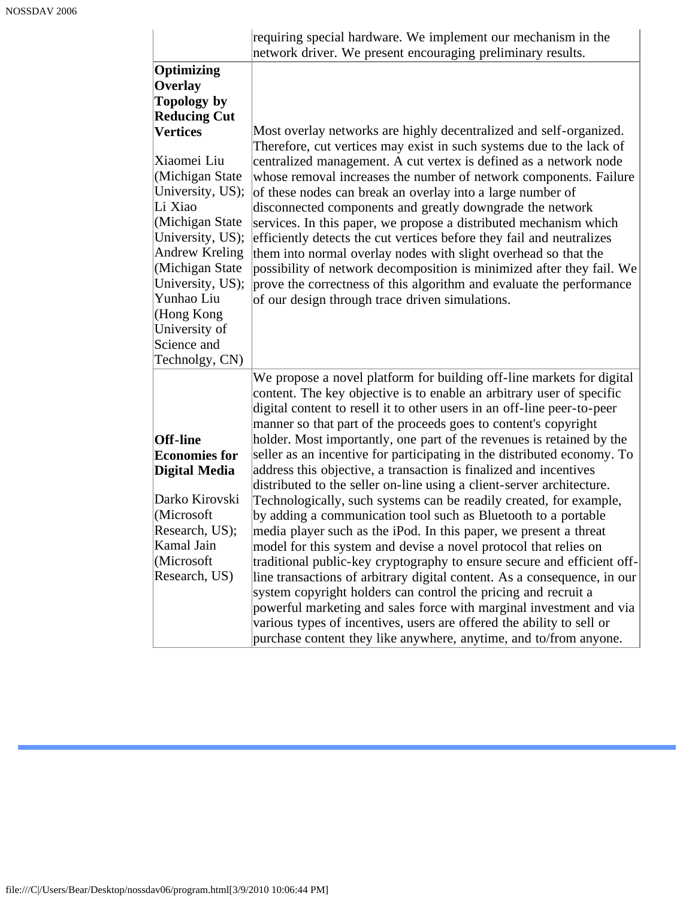| | |
|---|---|
| | requiring special hardware. We implement our mechanism in the network driver. We present encouraging preliminary results. |
| **Optimizing Overlay Topology by Reducing Cut Vertices**<br><br>Xiaomei Liu (Michigan State University, US); Li Xiao (Michigan State University, US); Andrew Kreling (Michigan State University, US); Yunhao Liu (Hong Kong University of Science and Technolgy, CN) | Most overlay networks are highly decentralized and self-organized. Therefore, cut vertices may exist in such systems due to the lack of centralized management. A cut vertex is defined as a network node whose removal increases the number of network components. Failure of these nodes can break an overlay into a large number of disconnected components and greatly downgrade the network services. In this paper, we propose a distributed mechanism which efficiently detects the cut vertices before they fail and neutralizes them into normal overlay nodes with slight overhead so that the possibility of network decomposition is minimized after they fail. We prove the correctness of this algorithm and evaluate the performance of our design through trace driven simulations. |
| **Off-line Economies for Digital Media**<br><br>Darko Kirovski (Microsoft Research, US); Kamal Jain (Microsoft Research, US) | We propose a novel platform for building off-line markets for digital content. The key objective is to enable an arbitrary user of specific digital content to resell it to other users in an off-line peer-to-peer manner so that part of the proceeds goes to content's copyright holder. Most importantly, one part of the revenues is retained by the seller as an incentive for participating in the distributed economy. To address this objective, a transaction is finalized and incentives distributed to the seller on-line using a client-server architecture. Technologically, such systems can be readily created, for example, by adding a communication tool such as Bluetooth to a portable media player such as the iPod. In this paper, we present a threat model for this system and devise a novel protocol that relies on traditional public-key cryptography to ensure secure and efficient off-line transactions of arbitrary digital content. As a consequence, in our system copyright holders can control the pricing and recruit a powerful marketing and sales force with marginal investment and via various types of incentives, users are offered the ability to sell or purchase content they like anywhere, anytime, and to/from anyone. |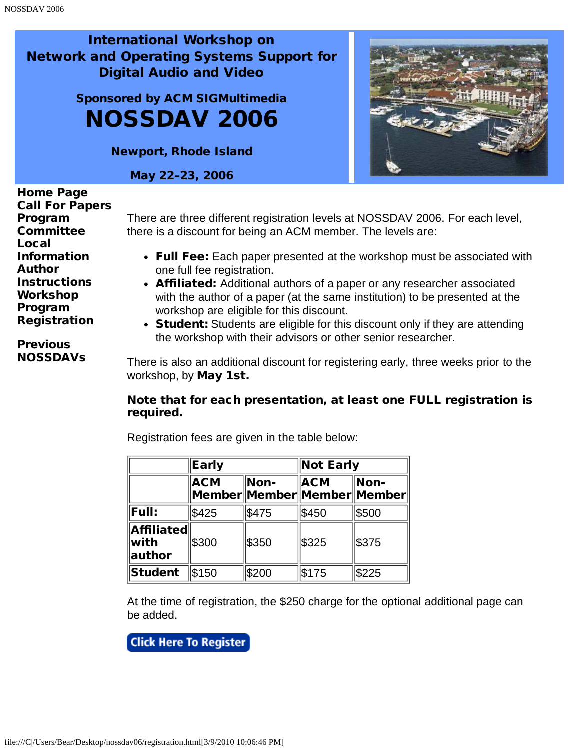# International Workshop on Network and Operating Systems Support for Digital Audio and Video

### Sponsored by ACM SIGMultimedia

# NOSSDAV 2006

**Newport, Rhode Island**

**May 22–23, 2006**

**Home Page**
**Call For Papers**
**Program Committee**
**Local Information**
**Author Instructions**
**Workshop Program**
**Registration**

**Previous NOSSDAVs**

There are three different registration levels at NOSSDAV 2006. For each level, there is a discount for being an ACM member. The levels are:

- **Full Fee:** Each paper presented at the workshop must be associated with one full fee registration.
- **Affiliated:** Additional authors of a paper or any researcher associated with the author of a paper (at the same institution) to be presented at the workshop are eligible for this discount.
- **Student:** Students are eligible for this discount only if they are attending the workshop with their advisors or other senior researcher.

There is also an additional discount for registering early, three weeks prior to the workshop, by **May 1st.**

**Note that for each presentation, at least one FULL registration is required.**

Registration fees are given in the table below:

| | Early | | Not Early | |
|---|---|---|---|---|
| | **ACM Member** | **Non-Member** | **ACM Member** | **Non-Member** |
| **Full:** | $425 | $475 | $450 | $500 |
| **Affiliated with author** | $300 | $350 | $325 | $375 |
| **Student** | $150 | $200 | $175 | $225 |

At the time of registration, the $250 charge for the optional additional page can be added.

Click Here To Register